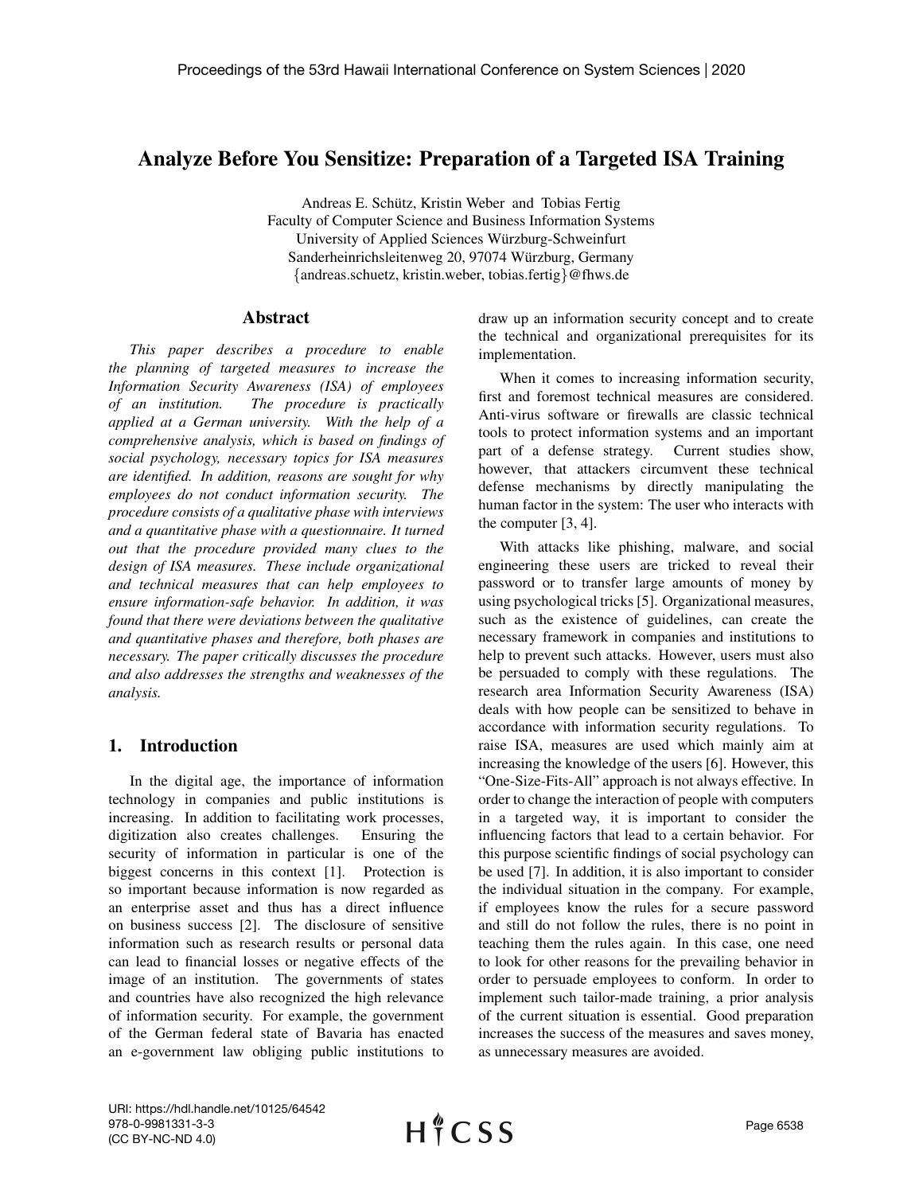# Analyze Before You Sensitize: Preparation of a Targeted ISA Training

Andreas E. Schütz, Kristin Weber and Tobias Fertig
Faculty of Computer Science and Business Information Systems
University of Applied Sciences Würzburg-Schweinfurt
Sanderheinrichsleitenweg 20, 97074 Würzburg, Germany
{andreas.schuetz, kristin.weber, tobias.fertig}@fhws.de

## Abstract

*This paper describes a procedure to enable the planning of targeted measures to increase the Information Security Awareness (ISA) of employees of an institution. The procedure is practically applied at a German university. With the help of a comprehensive analysis, which is based on findings of social psychology, necessary topics for ISA measures are identified. In addition, reasons are sought for why employees do not conduct information security. The procedure consists of a qualitative phase with interviews and a quantitative phase with a questionnaire. It turned out that the procedure provided many clues to the design of ISA measures. These include organizational and technical measures that can help employees to ensure information-safe behavior. In addition, it was found that there were deviations between the qualitative and quantitative phases and therefore, both phases are necessary. The paper critically discusses the procedure and also addresses the strengths and weaknesses of the analysis.*

## 1. Introduction

In the digital age, the importance of information technology in companies and public institutions is increasing. In addition to facilitating work processes, digitization also creates challenges. Ensuring the security of information in particular is one of the biggest concerns in this context [1]. Protection is so important because information is now regarded as an enterprise asset and thus has a direct influence on business success [2]. The disclosure of sensitive information such as research results or personal data can lead to financial losses or negative effects of the image of an institution. The governments of states and countries have also recognized the high relevance of information security. For example, the government of the German federal state of Bavaria has enacted an e-government law obliging public institutions to draw up an information security concept and to create the technical and organizational prerequisites for its implementation.

When it comes to increasing information security, first and foremost technical measures are considered. Anti-virus software or firewalls are classic technical tools to protect information systems and an important part of a defense strategy. Current studies show, however, that attackers circumvent these technical defense mechanisms by directly manipulating the human factor in the system: The user who interacts with the computer [3, 4].

With attacks like phishing, malware, and social engineering these users are tricked to reveal their password or to transfer large amounts of money by using psychological tricks [5]. Organizational measures, such as the existence of guidelines, can create the necessary framework in companies and institutions to help to prevent such attacks. However, users must also be persuaded to comply with these regulations. The research area Information Security Awareness (ISA) deals with how people can be sensitized to behave in accordance with information security regulations. To raise ISA, measures are used which mainly aim at increasing the knowledge of the users [6]. However, this "One-Size-Fits-All" approach is not always effective. In order to change the interaction of people with computers in a targeted way, it is important to consider the influencing factors that lead to a certain behavior. For this purpose scientific findings of social psychology can be used [7]. In addition, it is also important to consider the individual situation in the company. For example, if employees know the rules for a secure password and still do not follow the rules, there is no point in teaching them the rules again. In this case, one need to look for other reasons for the prevailing behavior in order to persuade employees to conform. In order to implement such tailor-made training, a prior analysis of the current situation is essential. Good preparation increases the success of the measures and saves money, as unnecessary measures are avoided.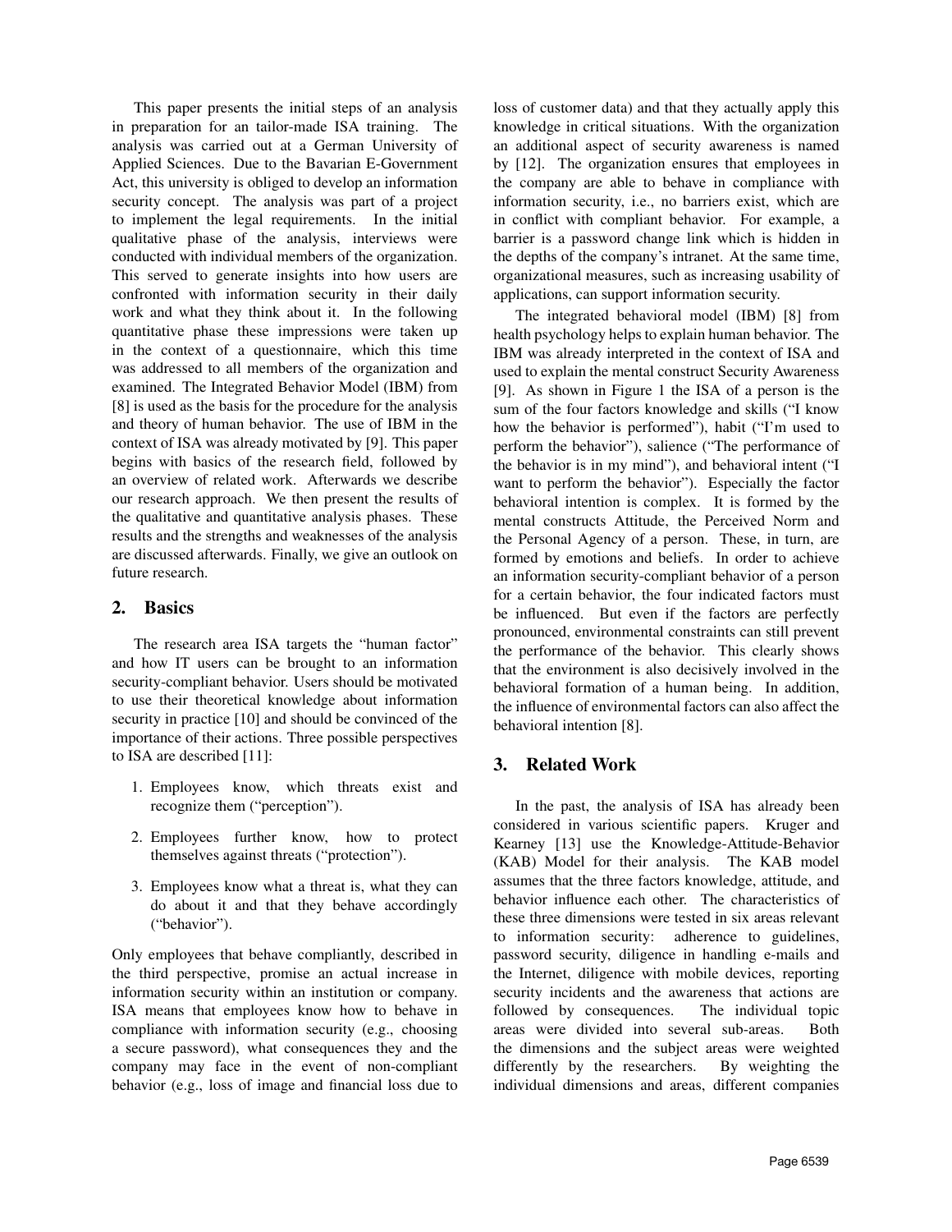This paper presents the initial steps of an analysis in preparation for an tailor-made ISA training. The analysis was carried out at a German University of Applied Sciences. Due to the Bavarian E-Government Act, this university is obliged to develop an information security concept. The analysis was part of a project to implement the legal requirements. In the initial qualitative phase of the analysis, interviews were conducted with individual members of the organization. This served to generate insights into how users are confronted with information security in their daily work and what they think about it. In the following quantitative phase these impressions were taken up in the context of a questionnaire, which this time was addressed to all members of the organization and examined. The Integrated Behavior Model (IBM) from [8] is used as the basis for the procedure for the analysis and theory of human behavior. The use of IBM in the context of ISA was already motivated by [9]. This paper begins with basics of the research field, followed by an overview of related work. Afterwards we describe our research approach. We then present the results of the qualitative and quantitative analysis phases. These results and the strengths and weaknesses of the analysis are discussed afterwards. Finally, we give an outlook on future research.

## 2. Basics

The research area ISA targets the "human factor" and how IT users can be brought to an information security-compliant behavior. Users should be motivated to use their theoretical knowledge about information security in practice [10] and should be convinced of the importance of their actions. Three possible perspectives to ISA are described [11]:

1. Employees know, which threats exist and recognize them ("perception").
2. Employees further know, how to protect themselves against threats ("protection").
3. Employees know what a threat is, what they can do about it and that they behave accordingly ("behavior").

Only employees that behave compliantly, described in the third perspective, promise an actual increase in information security within an institution or company. ISA means that employees know how to behave in compliance with information security (e.g., choosing a secure password), what consequences they and the company may face in the event of non-compliant behavior (e.g., loss of image and financial loss due to loss of customer data) and that they actually apply this knowledge in critical situations. With the organization an additional aspect of security awareness is named by [12]. The organization ensures that employees in the company are able to behave in compliance with information security, i.e., no barriers exist, which are in conflict with compliant behavior. For example, a barrier is a password change link which is hidden in the depths of the company's intranet. At the same time, organizational measures, such as increasing usability of applications, can support information security.

The integrated behavioral model (IBM) [8] from health psychology helps to explain human behavior. The IBM was already interpreted in the context of ISA and used to explain the mental construct Security Awareness [9]. As shown in Figure 1 the ISA of a person is the sum of the four factors knowledge and skills ("I know how the behavior is performed"), habit ("I'm used to perform the behavior"), salience ("The performance of the behavior is in my mind"), and behavioral intent ("I want to perform the behavior"). Especially the factor behavioral intention is complex. It is formed by the mental constructs Attitude, the Perceived Norm and the Personal Agency of a person. These, in turn, are formed by emotions and beliefs. In order to achieve an information security-compliant behavior of a person for a certain behavior, the four indicated factors must be influenced. But even if the factors are perfectly pronounced, environmental constraints can still prevent the performance of the behavior. This clearly shows that the environment is also decisively involved in the behavioral formation of a human being. In addition, the influence of environmental factors can also affect the behavioral intention [8].

## 3. Related Work

In the past, the analysis of ISA has already been considered in various scientific papers. Kruger and Kearney [13] use the Knowledge-Attitude-Behavior (KAB) Model for their analysis. The KAB model assumes that the three factors knowledge, attitude, and behavior influence each other. The characteristics of these three dimensions were tested in six areas relevant to information security: adherence to guidelines, password security, diligence in handling e-mails and the Internet, diligence with mobile devices, reporting security incidents and the awareness that actions are followed by consequences. The individual topic areas were divided into several sub-areas. Both the dimensions and the subject areas were weighted differently by the researchers. By weighting the individual dimensions and areas, different companies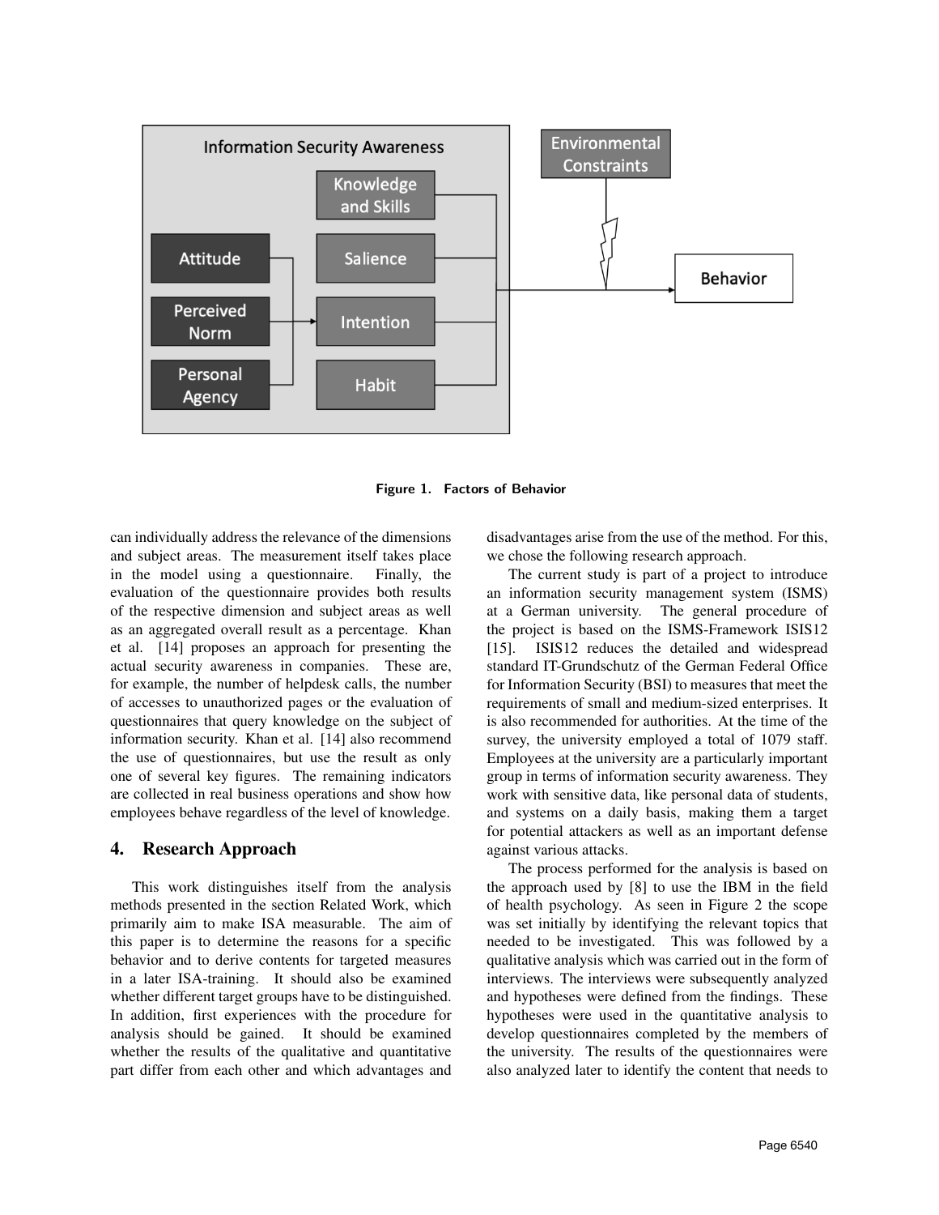Figure 1. Factors of Behavior

can individually address the relevance of the dimensions and subject areas. The measurement itself takes place in the model using a questionnaire. Finally, the evaluation of the questionnaire provides both results of the respective dimension and subject areas as well as an aggregated overall result as a percentage. Khan et al. [14] proposes an approach for presenting the actual security awareness in companies. These are, for example, the number of helpdesk calls, the number of accesses to unauthorized pages or the evaluation of questionnaires that query knowledge on the subject of information security. Khan et al. [14] also recommend the use of questionnaires, but use the result as only one of several key figures. The remaining indicators are collected in real business operations and show how employees behave regardless of the level of knowledge.

## 4. Research Approach

This work distinguishes itself from the analysis methods presented in the section Related Work, which primarily aim to make ISA measurable. The aim of this paper is to determine the reasons for a specific behavior and to derive contents for targeted measures in a later ISA-training. It should also be examined whether different target groups have to be distinguished. In addition, first experiences with the procedure for analysis should be gained. It should be examined whether the results of the qualitative and quantitative part differ from each other and which advantages and disadvantages arise from the use of the method. For this, we chose the following research approach.

The current study is part of a project to introduce an information security management system (ISMS) at a German university. The general procedure of the project is based on the ISMS-Framework ISIS12 [15]. ISIS12 reduces the detailed and widespread standard IT-Grundschutz of the German Federal Office for Information Security (BSI) to measures that meet the requirements of small and medium-sized enterprises. It is also recommended for authorities. At the time of the survey, the university employed a total of 1079 staff. Employees at the university are a particularly important group in terms of information security awareness. They work with sensitive data, like personal data of students, and systems on a daily basis, making them a target for potential attackers as well as an important defense against various attacks.

The process performed for the analysis is based on the approach used by [8] to use the IBM in the field of health psychology. As seen in Figure 2 the scope was set initially by identifying the relevant topics that needed to be investigated. This was followed by a qualitative analysis which was carried out in the form of interviews. The interviews were subsequently analyzed and hypotheses were defined from the findings. These hypotheses were used in the quantitative analysis to develop questionnaires completed by the members of the university. The results of the questionnaires were also analyzed later to identify the content that needs to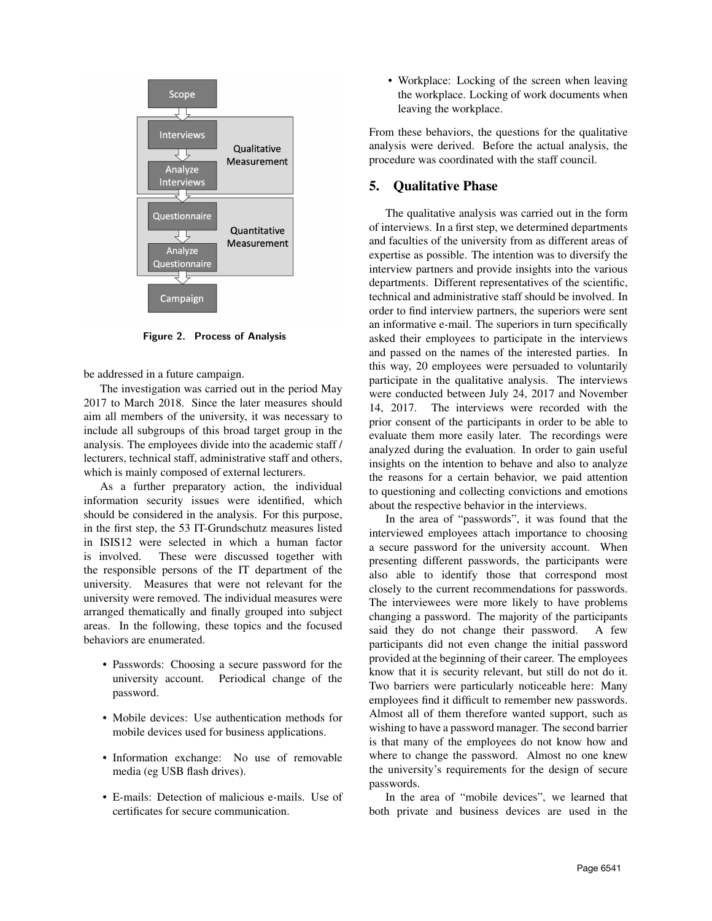Scope

Interviews

Analyze Interviews

Qualitative Measurement

Questionnaire

Analyze Questionnaire

Quantitative Measurement

Campaign

**Figure 2. Process of Analysis**

be addressed in a future campaign.

The investigation was carried out in the period May 2017 to March 2018. Since the later measures should aim all members of the university, it was necessary to include all subgroups of this broad target group in the analysis. The employees divide into the academic staff / lecturers, technical staff, administrative staff and others, which is mainly composed of external lecturers.

As a further preparatory action, the individual information security issues were identified, which should be considered in the analysis. For this purpose, in the first step, the 53 IT-Grundschutz measures listed in ISIS12 were selected in which a human factor is involved. These were discussed together with the responsible persons of the IT department of the university. Measures that were not relevant for the university were removed. The individual measures were arranged thematically and finally grouped into subject areas. In the following, these topics and the focused behaviors are enumerated.

- Passwords: Choosing a secure password for the university account. Periodical change of the password.
- Mobile devices: Use authentication methods for mobile devices used for business applications.
- Information exchange: No use of removable media (eg USB flash drives).
- E-mails: Detection of malicious e-mails. Use of certificates for secure communication.
- Workplace: Locking of the screen when leaving the workplace. Locking of work documents when leaving the workplace.

From these behaviors, the questions for the qualitative analysis were derived. Before the actual analysis, the procedure was coordinated with the staff council.

## 5. Qualitative Phase

The qualitative analysis was carried out in the form of interviews. In a first step, we determined departments and faculties of the university from as different areas of expertise as possible. The intention was to diversify the interview partners and provide insights into the various departments. Different representatives of the scientific, technical and administrative staff should be involved. In order to find interview partners, the superiors were sent an informative e-mail. The superiors in turn specifically asked their employees to participate in the interviews and passed on the names of the interested parties. In this way, 20 employees were persuaded to voluntarily participate in the qualitative analysis. The interviews were conducted between July 24, 2017 and November 14, 2017. The interviews were recorded with the prior consent of the participants in order to be able to evaluate them more easily later. The recordings were analyzed during the evaluation. In order to gain useful insights on the intention to behave and also to analyze the reasons for a certain behavior, we paid attention to questioning and collecting convictions and emotions about the respective behavior in the interviews.

In the area of "passwords", it was found that the interviewed employees attach importance to choosing a secure password for the university account. When presenting different passwords, the participants were also able to identify those that correspond most closely to the current recommendations for passwords. The interviewees were more likely to have problems changing a password. The majority of the participants said they do not change their password. A few participants did not even change the initial password provided at the beginning of their career. The employees know that it is security relevant, but still do not do it. Two barriers were particularly noticeable here: Many employees find it difficult to remember new passwords. Almost all of them therefore wanted support, such as wishing to have a password manager. The second barrier is that many of the employees do not know how and where to change the password. Almost no one knew the university's requirements for the design of secure passwords.

In the area of "mobile devices", we learned that both private and business devices are used in the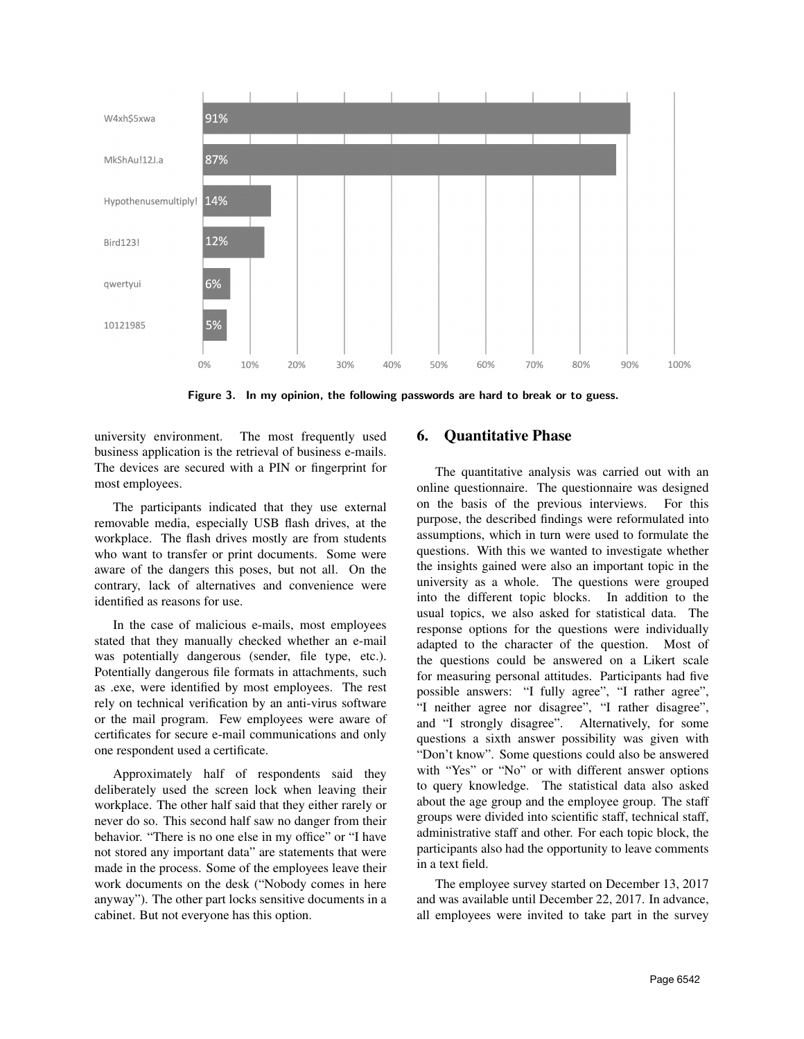| Password | Percentage |
|---|---|
| W4xh$5xwa | 91% |
| MkShAu!12J.a | 87% |
| Hypothenusemultiply! | 14% |
| Bird123! | 12% |
| qwertyui | 6% |
| 10121985 | 5% |

**Figure 3. In my opinion, the following passwords are hard to break or to guess.**

university environment. The most frequently used business application is the retrieval of business e-mails. The devices are secured with a PIN or fingerprint for most employees.

The participants indicated that they use external removable media, especially USB flash drives, at the workplace. The flash drives mostly are from students who want to transfer or print documents. Some were aware of the dangers this poses, but not all. On the contrary, lack of alternatives and convenience were identified as reasons for use.

In the case of malicious e-mails, most employees stated that they manually checked whether an e-mail was potentially dangerous (sender, file type, etc.). Potentially dangerous file formats in attachments, such as .exe, were identified by most employees. The rest rely on technical verification by an anti-virus software or the mail program. Few employees were aware of certificates for secure e-mail communications and only one respondent used a certificate.

Approximately half of respondents said they deliberately used the screen lock when leaving their workplace. The other half said that they either rarely or never do so. This second half saw no danger from their behavior. "There is no one else in my office" or "I have not stored any important data" are statements that were made in the process. Some of the employees leave their work documents on the desk ("Nobody comes in here anyway"). The other part locks sensitive documents in a cabinet. But not everyone has this option.

## 6. Quantitative Phase

The quantitative analysis was carried out with an online questionnaire. The questionnaire was designed on the basis of the previous interviews. For this purpose, the described findings were reformulated into assumptions, which in turn were used to formulate the questions. With this we wanted to investigate whether the insights gained were also an important topic in the university as a whole. The questions were grouped into the different topic blocks. In addition to the usual topics, we also asked for statistical data. The response options for the questions were individually adapted to the character of the question. Most of the questions could be answered on a Likert scale for measuring personal attitudes. Participants had five possible answers: "I fully agree", "I rather agree", "I neither agree nor disagree", "I rather disagree", and "I strongly disagree". Alternatively, for some questions a sixth answer possibility was given with "Don't know". Some questions could also be answered with "Yes" or "No" or with different answer options to query knowledge. The statistical data also asked about the age group and the employee group. The staff groups were divided into scientific staff, technical staff, administrative staff and other. For each topic block, the participants also had the opportunity to leave comments in a text field.

The employee survey started on December 13, 2017 and was available until December 22, 2017. In advance, all employees were invited to take part in the survey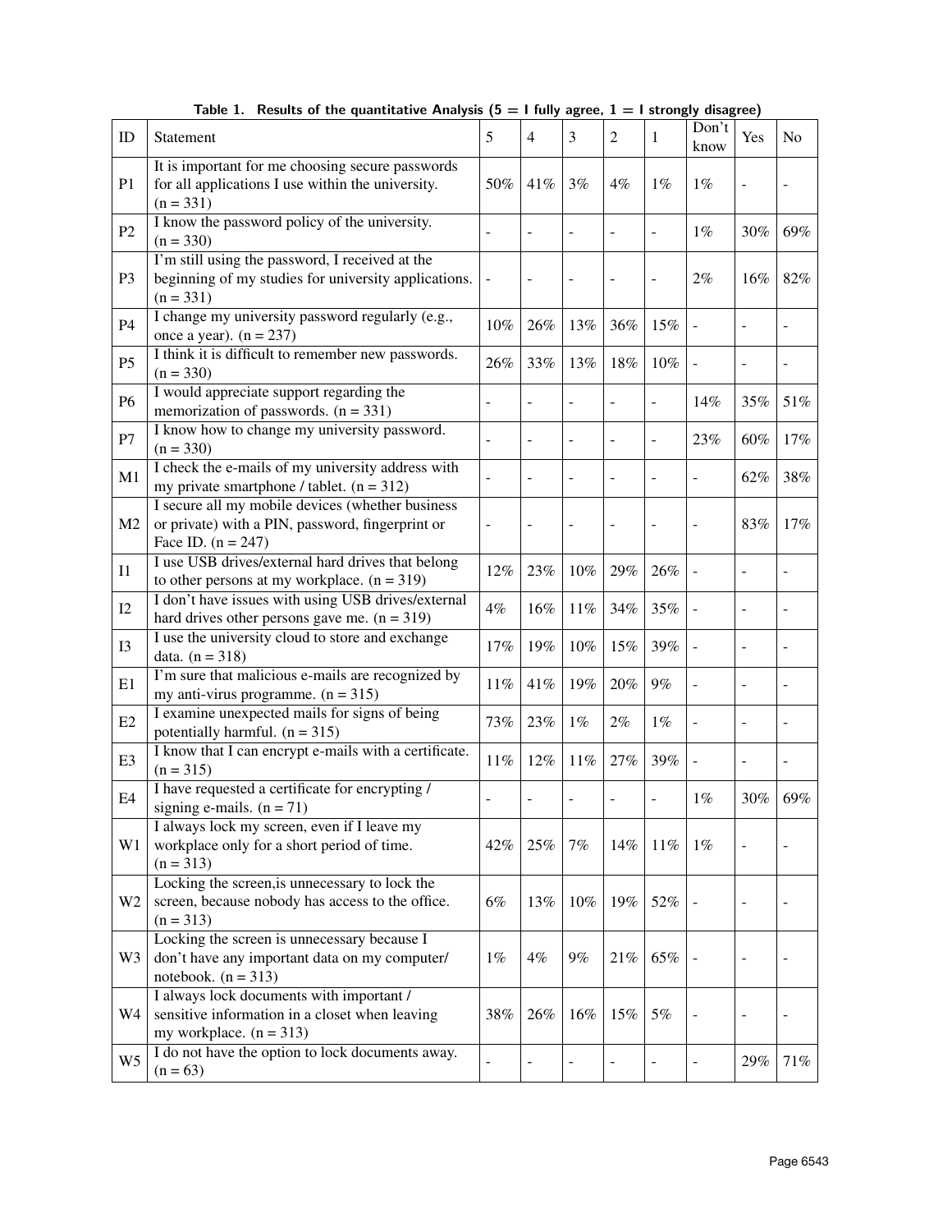Table 1. Results of the quantitative Analysis (5 = I fully agree, 1 = I strongly disagree)

| ID | Statement | 5 | 4 | 3 | 2 | 1 | Don't know | Yes | No |
|---|---|---|---|---|---|---|---|---|---|
| P1 | It is important for me choosing secure passwords for all applications I use within the university. (n = 331) | 50% | 41% | 3% | 4% | 1% | 1% | - | - |
| P2 | I know the password policy of the university. (n = 330) | - | - | - | - | - | 1% | 30% | 69% |
| P3 | I'm still using the password, I received at the beginning of my studies for university applications. (n = 331) | - | - | - | - | - | 2% | 16% | 82% |
| P4 | I change my university password regularly (e.g., once a year). (n = 237) | 10% | 26% | 13% | 36% | 15% | - | - | - |
| P5 | I think it is difficult to remember new passwords. (n = 330) | 26% | 33% | 13% | 18% | 10% | - | - | - |
| P6 | I would appreciate support regarding the memorization of passwords. (n = 331) | - | - | - | - | - | 14% | 35% | 51% |
| P7 | I know how to change my university password. (n = 330) | - | - | - | - | - | 23% | 60% | 17% |
| M1 | I check the e-mails of my university address with my private smartphone / tablet. (n = 312) | - | - | - | - | - | - | 62% | 38% |
| M2 | I secure all my mobile devices (whether business or private) with a PIN, password, fingerprint or Face ID. (n = 247) | - | - | - | - | - | - | 83% | 17% |
| I1 | I use USB drives/external hard drives that belong to other persons at my workplace. (n = 319) | 12% | 23% | 10% | 29% | 26% | - | - | - |
| I2 | I don't have issues with using USB drives/external hard drives other persons gave me. (n = 319) | 4% | 16% | 11% | 34% | 35% | - | - | - |
| I3 | I use the university cloud to store and exchange data. (n = 318) | 17% | 19% | 10% | 15% | 39% | - | - | - |
| E1 | I'm sure that malicious e-mails are recognized by my anti-virus programme. (n = 315) | 11% | 41% | 19% | 20% | 9% | - | - | - |
| E2 | I examine unexpected mails for signs of being potentially harmful. (n = 315) | 73% | 23% | 1% | 2% | 1% | - | - | - |
| E3 | I know that I can encrypt e-mails with a certificate. (n = 315) | 11% | 12% | 11% | 27% | 39% | - | - | - |
| E4 | I have requested a certificate for encrypting / signing e-mails. (n = 71) | - | - | - | - | - | 1% | 30% | 69% |
| W1 | I always lock my screen, even if I leave my workplace only for a short period of time. (n = 313) | 42% | 25% | 7% | 14% | 11% | 1% | - | - |
| W2 | Locking the screen,is unnecessary to lock the screen, because nobody has access to the office. (n = 313) | 6% | 13% | 10% | 19% | 52% | - | - | - |
| W3 | Locking the screen is unnecessary because I don't have any important data on my computer/ notebook. (n = 313) | 1% | 4% | 9% | 21% | 65% | - | - | - |
| W4 | I always lock documents with important / sensitive information in a closet when leaving my workplace. (n = 313) | 38% | 26% | 16% | 15% | 5% | - | - | - |
| W5 | I do not have the option to lock documents away. (n = 63) | - | - | - | - | - | - | 29% | 71% |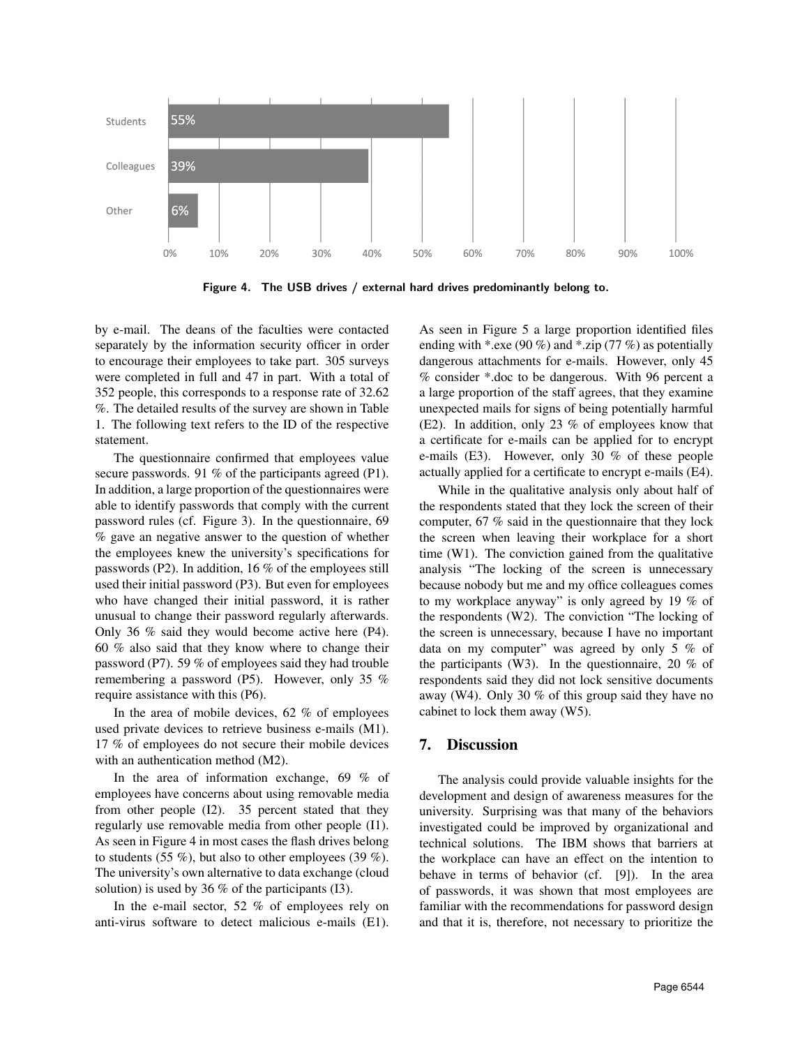Figure 4. The USB drives / external hard drives predominantly belong to.

by e-mail. The deans of the faculties were contacted separately by the information security officer in order to encourage their employees to take part. 305 surveys were completed in full and 47 in part. With a total of 352 people, this corresponds to a response rate of 32.62 %. The detailed results of the survey are shown in Table 1. The following text refers to the ID of the respective statement.

The questionnaire confirmed that employees value secure passwords. 91 % of the participants agreed (P1). In addition, a large proportion of the questionnaires were able to identify passwords that comply with the current password rules (cf. Figure 3). In the questionnaire, 69 % gave an negative answer to the question of whether the employees knew the university's specifications for passwords (P2). In addition, 16 % of the employees still used their initial password (P3). But even for employees who have changed their initial password, it is rather unusual to change their password regularly afterwards. Only 36 % said they would become active here (P4). 60 % also said that they know where to change their password (P7). 59 % of employees said they had trouble remembering a password (P5). However, only 35 % require assistance with this (P6).

In the area of mobile devices, 62 % of employees used private devices to retrieve business e-mails (M1). 17 % of employees do not secure their mobile devices with an authentication method (M2).

In the area of information exchange, 69 % of employees have concerns about using removable media from other people (I2). 35 percent stated that they regularly use removable media from other people (I1). As seen in Figure 4 in most cases the flash drives belong to students (55 %), but also to other employees (39 %). The university's own alternative to data exchange (cloud solution) is used by 36 % of the participants (I3).

In the e-mail sector, 52 % of employees rely on anti-virus software to detect malicious e-mails (E1). As seen in Figure 5 a large proportion identified files ending with *.exe (90 %) and *.zip (77 %) as potentially dangerous attachments for e-mails. However, only 45 % consider *.doc to be dangerous. With 96 percent a large proportion of the staff agrees, that they examine unexpected mails for signs of being potentially harmful (E2). In addition, only 23 % of employees know that a certificate for e-mails can be applied for to encrypt e-mails (E3). However, only 30 % of these people actually applied for a certificate to encrypt e-mails (E4).

While in the qualitative analysis only about half of the respondents stated that they lock the screen of their computer, 67 % said in the questionnaire that they lock the screen when leaving their workplace for a short time (W1). The conviction gained from the qualitative analysis "The locking of the screen is unnecessary because nobody but me and my office colleagues comes to my workplace anyway" is only agreed by 19 % of the respondents (W2). The conviction "The locking of the screen is unnecessary, because I have no important data on my computer" was agreed by only 5 % of the participants (W3). In the questionnaire, 20 % of respondents said they did not lock sensitive documents away (W4). Only 30 % of this group said they have no cabinet to lock them away (W5).

## 7. Discussion

The analysis could provide valuable insights for the development and design of awareness measures for the university. Surprising was that many of the behaviors investigated could be improved by organizational and technical solutions. The IBM shows that barriers at the workplace can have an effect on the intention to behave in terms of behavior (cf. [9]). In the area of passwords, it was shown that most employees are familiar with the recommendations for password design and that it is, therefore, not necessary to prioritize the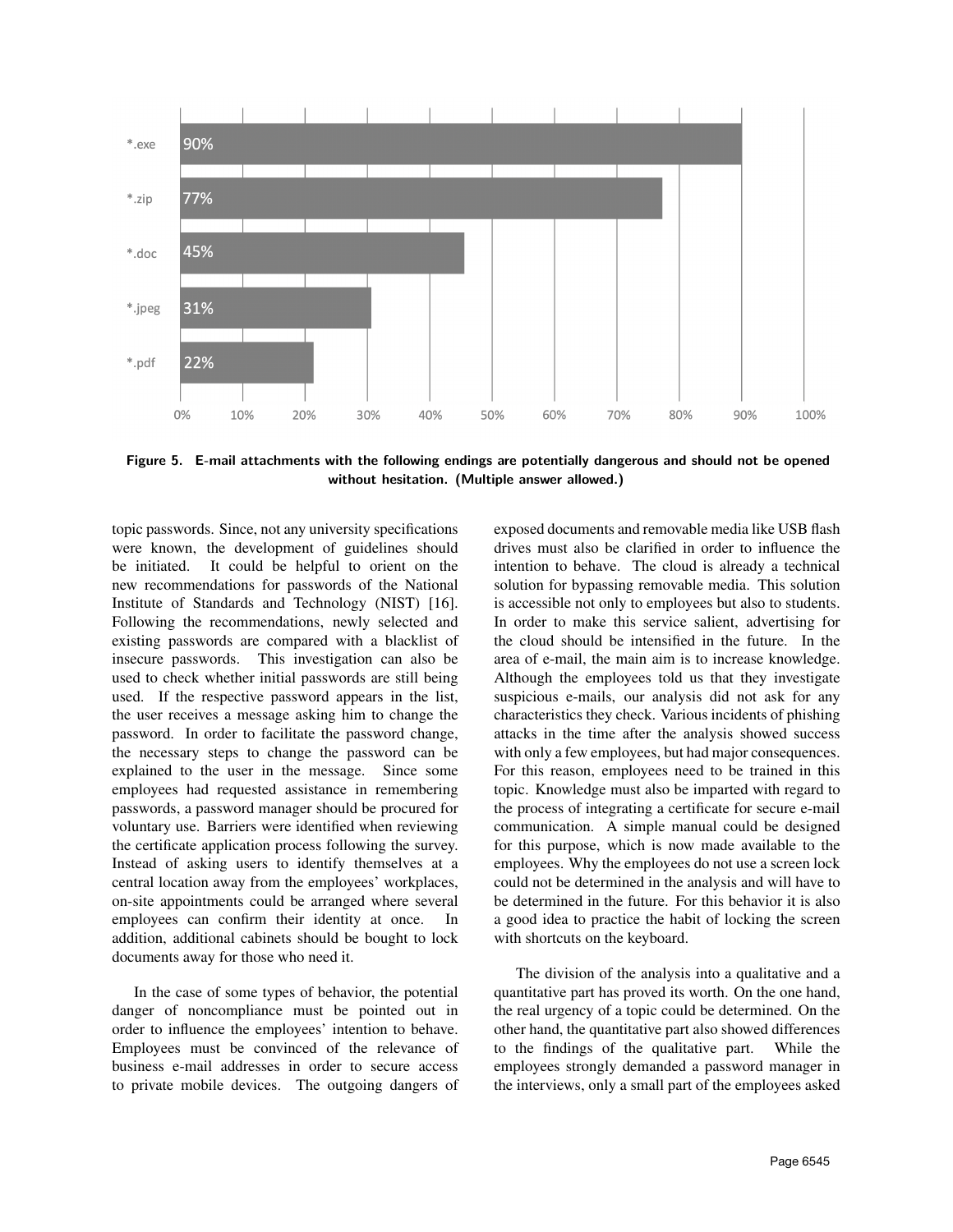| | |
|---|---|
| *.exe | 90% |
| *.zip | 77% |
| *.doc | 45% |
| *.jpeg | 31% |
| *.pdf | 22% |

**Figure 5. E-mail attachments with the following endings are potentially dangerous and should not be opened without hesitation. (Multiple answer allowed.)**

topic passwords. Since, not any university specifications were known, the development of guidelines should be initiated. It could be helpful to orient on the new recommendations for passwords of the National Institute of Standards and Technology (NIST) [16]. Following the recommendations, newly selected and existing passwords are compared with a blacklist of insecure passwords. This investigation can also be used to check whether initial passwords are still being used. If the respective password appears in the list, the user receives a message asking him to change the password. In order to facilitate the password change, the necessary steps to change the password can be explained to the user in the message. Since some employees had requested assistance in remembering passwords, a password manager should be procured for voluntary use. Barriers were identified when reviewing the certificate application process following the survey. Instead of asking users to identify themselves at a central location away from the employees' workplaces, on-site appointments could be arranged where several employees can confirm their identity at once. In addition, additional cabinets should be bought to lock documents away for those who need it.

In the case of some types of behavior, the potential danger of noncompliance must be pointed out in order to influence the employees' intention to behave. Employees must be convinced of the relevance of business e-mail addresses in order to secure access to private mobile devices. The outgoing dangers of exposed documents and removable media like USB flash drives must also be clarified in order to influence the intention to behave. The cloud is already a technical solution for bypassing removable media. This solution is accessible not only to employees but also to students. In order to make this service salient, advertising for the cloud should be intensified in the future. In the area of e-mail, the main aim is to increase knowledge. Although the employees told us that they investigate suspicious e-mails, our analysis did not ask for any characteristics they check. Various incidents of phishing attacks in the time after the analysis showed success with only a few employees, but had major consequences. For this reason, employees need to be trained in this topic. Knowledge must also be imparted with regard to the process of integrating a certificate for secure e-mail communication. A simple manual could be designed for this purpose, which is now made available to the employees. Why the employees do not use a screen lock could not be determined in the analysis and will have to be determined in the future. For this behavior it is also a good idea to practice the habit of locking the screen with shortcuts on the keyboard.

The division of the analysis into a qualitative and a quantitative part has proved its worth. On the one hand, the real urgency of a topic could be determined. On the other hand, the quantitative part also showed differences to the findings of the qualitative part. While the employees strongly demanded a password manager in the interviews, only a small part of the employees asked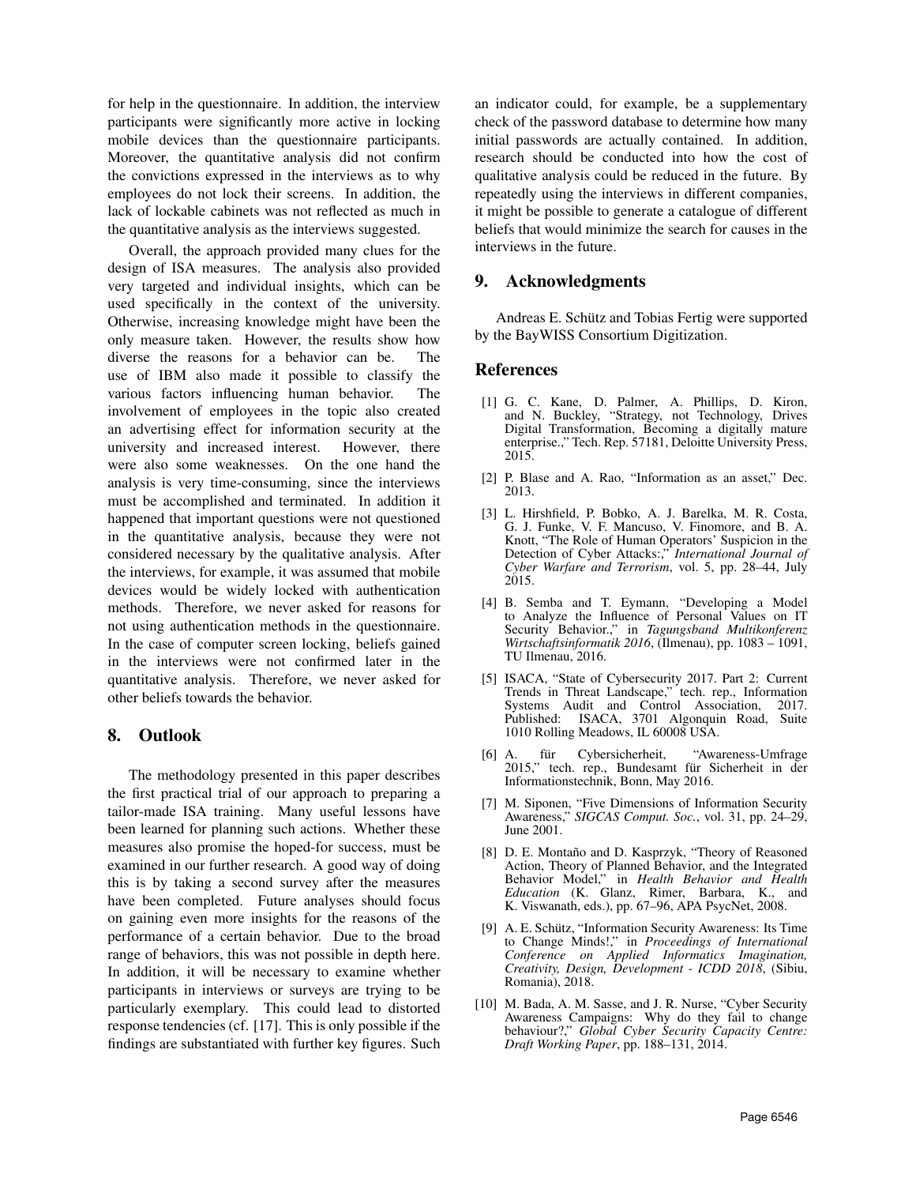for help in the questionnaire. In addition, the interview participants were significantly more active in locking mobile devices than the questionnaire participants. Moreover, the quantitative analysis did not confirm the convictions expressed in the interviews as to why employees do not lock their screens. In addition, the lack of lockable cabinets was not reflected as much in the quantitative analysis as the interviews suggested.

Overall, the approach provided many clues for the design of ISA measures. The analysis also provided very targeted and individual insights, which can be used specifically in the context of the university. Otherwise, increasing knowledge might have been the only measure taken. However, the results show how diverse the reasons for a behavior can be. The use of IBM also made it possible to classify the various factors influencing human behavior. The involvement of employees in the topic also created an advertising effect for information security at the university and increased interest. However, there were also some weaknesses. On the one hand the analysis is very time-consuming, since the interviews must be accomplished and terminated. In addition it happened that important questions were not questioned in the quantitative analysis, because they were not considered necessary by the qualitative analysis. After the interviews, for example, it was assumed that mobile devices would be widely locked with authentication methods. Therefore, we never asked for reasons for not using authentication methods in the questionnaire. In the case of computer screen locking, beliefs gained in the interviews were not confirmed later in the quantitative analysis. Therefore, we never asked for other beliefs towards the behavior.

## 8. Outlook

The methodology presented in this paper describes the first practical trial of our approach to preparing a tailor-made ISA training. Many useful lessons have been learned for planning such actions. Whether these measures also promise the hoped-for success, must be examined in our further research. A good way of doing this is by taking a second survey after the measures have been completed. Future analyses should focus on gaining even more insights for the reasons of the performance of a certain behavior. Due to the broad range of behaviors, this was not possible in depth here. In addition, it will be necessary to examine whether participants in interviews or surveys are trying to be particularly exemplary. This could lead to distorted response tendencies (cf. [17]. This is only possible if the findings are substantiated with further key figures. Such an indicator could, for example, be a supplementary check of the password database to determine how many initial passwords are actually contained. In addition, research should be conducted into how the cost of qualitative analysis could be reduced in the future. By repeatedly using the interviews in different companies, it might be possible to generate a catalogue of different beliefs that would minimize the search for causes in the interviews in the future.

## 9. Acknowledgments

Andreas E. Schütz and Tobias Fertig were supported by the BayWISS Consortium Digitization.

## References

[1] G. C. Kane, D. Palmer, A. Phillips, D. Kiron, and N. Buckley, "Strategy, not Technology, Drives Digital Transformation, Becoming a digitally mature enterprise.," Tech. Rep. 57181, Deloitte University Press, 2015.

[2] P. Blase and A. Rao, "Information as an asset," Dec. 2013.

[3] L. Hirshfield, P. Bobko, A. J. Barelka, M. R. Costa, G. J. Funke, V. F. Mancuso, V. Finomore, and B. A. Knott, "The Role of Human Operators' Suspicion in the Detection of Cyber Attacks:," *International Journal of Cyber Warfare and Terrorism*, vol. 5, pp. 28–44, July 2015.

[4] B. Semba and T. Eymann, "Developing a Model to Analyze the Influence of Personal Values on IT Security Behavior.," in *Tagungsband Multikonferenz Wirtschaftsinformatik 2016*, (Ilmenau), pp. 1083 – 1091, TU Ilmenau, 2016.

[5] ISACA, "State of Cybersecurity 2017. Part 2: Current Trends in Threat Landscape," tech. rep., Information Systems Audit and Control Association, 2017. Published: ISACA, 3701 Algonquin Road, Suite 1010 Rolling Meadows, IL 60008 USA.

[6] A. für Cybersicherheit, "Awareness-Umfrage 2015," tech. rep., Bundesamt für Sicherheit in der Informationstechnik, Bonn, May 2016.

[7] M. Siponen, "Five Dimensions of Information Security Awareness," *SIGCAS Comput. Soc.*, vol. 31, pp. 24–29, June 2001.

[8] D. E. Montaño and D. Kasprzyk, "Theory of Reasoned Action, Theory of Planned Behavior, and the Integrated Behavior Model," in *Health Behavior and Health Education* (K. Glanz, Rimer, Barbara, K., and K. Viswanath, eds.), pp. 67–96, APA PsycNet, 2008.

[9] A. E. Schütz, "Information Security Awareness: Its Time to Change Minds!," in *Proceedings of International Conference on Applied Informatics Imagination, Creativity, Design, Development - ICDD 2018*, (Sibiu, Romania), 2018.

[10] M. Bada, A. M. Sasse, and J. R. Nurse, "Cyber Security Awareness Campaigns: Why do they fail to change behaviour?," *Global Cyber Security Capacity Centre: Draft Working Paper*, pp. 188–131, 2014.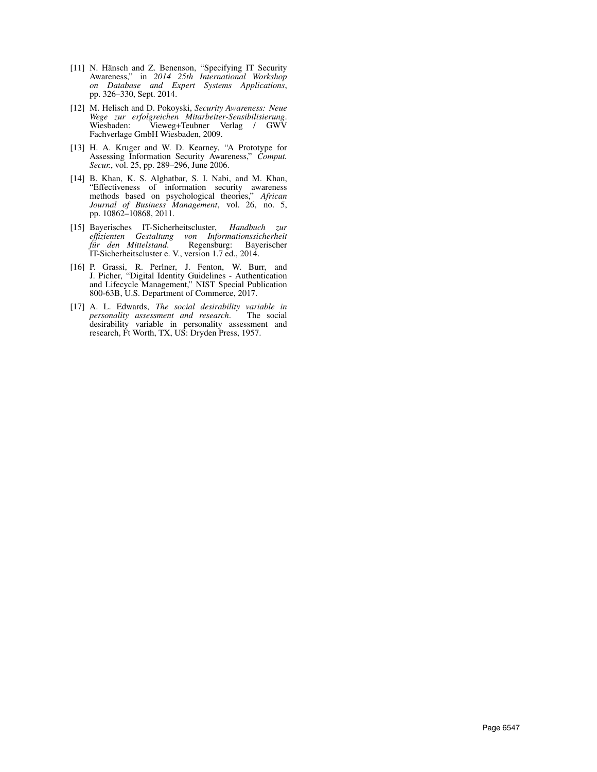[11] N. Hänsch and Z. Benenson, "Specifying IT Security Awareness," in *2014 25th International Workshop on Database and Expert Systems Applications*, pp. 326–330, Sept. 2014.

[12] M. Helisch and D. Pokoyski, *Security Awareness: Neue Wege zur erfolgreichen Mitarbeiter-Sensibilisierung*. Wiesbaden: Vieweg+Teubner Verlag / GWV Fachverlage GmbH Wiesbaden, 2009.

[13] H. A. Kruger and W. D. Kearney, "A Prototype for Assessing Information Security Awareness," *Comput. Secur.*, vol. 25, pp. 289–296, June 2006.

[14] B. Khan, K. S. Alghatbar, S. I. Nabi, and M. Khan, "Effectiveness of information security awareness methods based on psychological theories," *African Journal of Business Management*, vol. 26, no. 5, pp. 10862–10868, 2011.

[15] Bayerisches IT-Sicherheitscluster, *Handbuch zur effizienten Gestaltung von Informationssicherheit für den Mittelstand*. Regensburg: Bayerischer IT-Sicherheitscluster e. V., version 1.7 ed., 2014.

[16] P. Grassi, R. Perlner, J. Fenton, W. Burr, and J. Picher, "Digital Identity Guidelines - Authentication and Lifecycle Management," NIST Special Publication 800-63B, U.S. Department of Commerce, 2017.

[17] A. L. Edwards, *The social desirability variable in personality assessment and research*. The social desirability variable in personality assessment and research, Ft Worth, TX, US: Dryden Press, 1957.